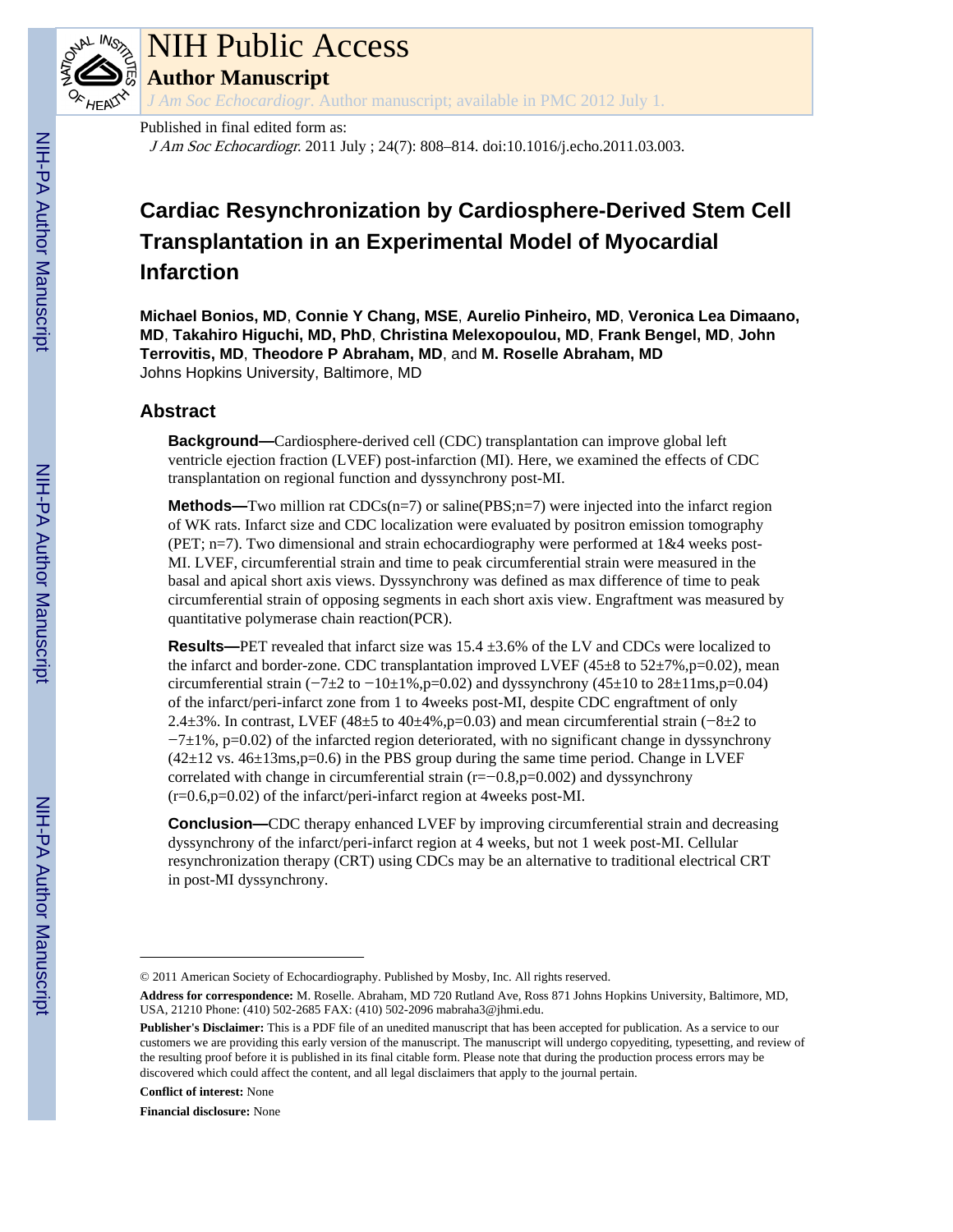# NIH Public Access

## Author Manuscript

*J Am Soc Echocardiogr*. Author manuscript; available in PMC 2012 July 1.

Published in final edited form as:

*J Am Soc Echocardiogr*. 2011 July ; 24(7): 808–814. doi:10.1016/j.echo.2011.03.003.

# Cardiac Resynchronization by Cardiosphere-Derived Stem Cell Transplantation in an Experimental Model of Myocardial Infarction

**Michael Bonios, MD**, **Connie Y Chang, MSE**, **Aurelio Pinheiro, MD**, **Veronica Lea Dimaano, MD**, **Takahiro Higuchi, MD, PhD**, **Christina Melexopoulou, MD**, **Frank Bengel, MD**, **John Terrovitis, MD**, **Theodore P Abraham, MD**, and **M. Roselle Abraham, MD**

Johns Hopkins University, Baltimore, MD

## Abstract

**Background—**Cardiosphere-derived cell (CDC) transplantation can improve global left ventricle ejection fraction (LVEF) post-infarction (MI). Here, we examined the effects of CDC transplantation on regional function and dyssynchrony post-MI.

**Methods—**Two million rat CDCs(n=7) or saline(PBS;n=7) were injected into the infarct region of WK rats. Infarct size and CDC localization were evaluated by positron emission tomography (PET; n=7). Two dimensional and strain echocardiography were performed at 1&4 weeks post-MI. LVEF, circumferential strain and time to peak circumferential strain were measured in the basal and apical short axis views. Dyssynchrony was defined as max difference of time to peak circumferential strain of opposing segments in each short axis view. Engraftment was measured by quantitative polymerase chain reaction(PCR).

**Results—**PET revealed that infarct size was 15.4 ±3.6% of the LV and CDCs were localized to the infarct and border-zone. CDC transplantation improved LVEF (45±8 to 52±7%,p=0.02), mean circumferential strain (−7±2 to −10±1%,p=0.02) and dyssynchrony (45±10 to 28±11ms,p=0.04) of the infarct/peri-infarct zone from 1 to 4weeks post-MI, despite CDC engraftment of only 2.4±3%. In contrast, LVEF (48±5 to 40±4%,p=0.03) and mean circumferential strain (−8±2 to −7±1%, p=0.02) of the infarcted region deteriorated, with no significant change in dyssynchrony (42±12 vs. 46±13ms,p=0.6) in the PBS group during the same time period. Change in LVEF correlated with change in circumferential strain (r=−0.8,p=0.002) and dyssynchrony (r=0.6,p=0.02) of the infarct/peri-infarct region at 4weeks post-MI.

**Conclusion—**CDC therapy enhanced LVEF by improving circumferential strain and decreasing dyssynchrony of the infarct/peri-infarct region at 4 weeks, but not 1 week post-MI. Cellular resynchronization therapy (CRT) using CDCs may be an alternative to traditional electrical CRT in post-MI dyssynchrony.

---

© 2011 American Society of Echocardiography. Published by Mosby, Inc. All rights reserved.

**Address for correspondence:** M. Roselle. Abraham, MD 720 Rutland Ave, Ross 871 Johns Hopkins University, Baltimore, MD, USA, 21210 Phone: (410) 502-2685 FAX: (410) 502-2096 mabraha3@jhmi.edu.

**Publisher's Disclaimer:** This is a PDF file of an unedited manuscript that has been accepted for publication. As a service to our customers we are providing this early version of the manuscript. The manuscript will undergo copyediting, typesetting, and review of the resulting proof before it is published in its final citable form. Please note that during the production process errors may be discovered which could affect the content, and all legal disclaimers that apply to the journal pertain.

**Conflict of interest:** None

**Financial disclosure:** None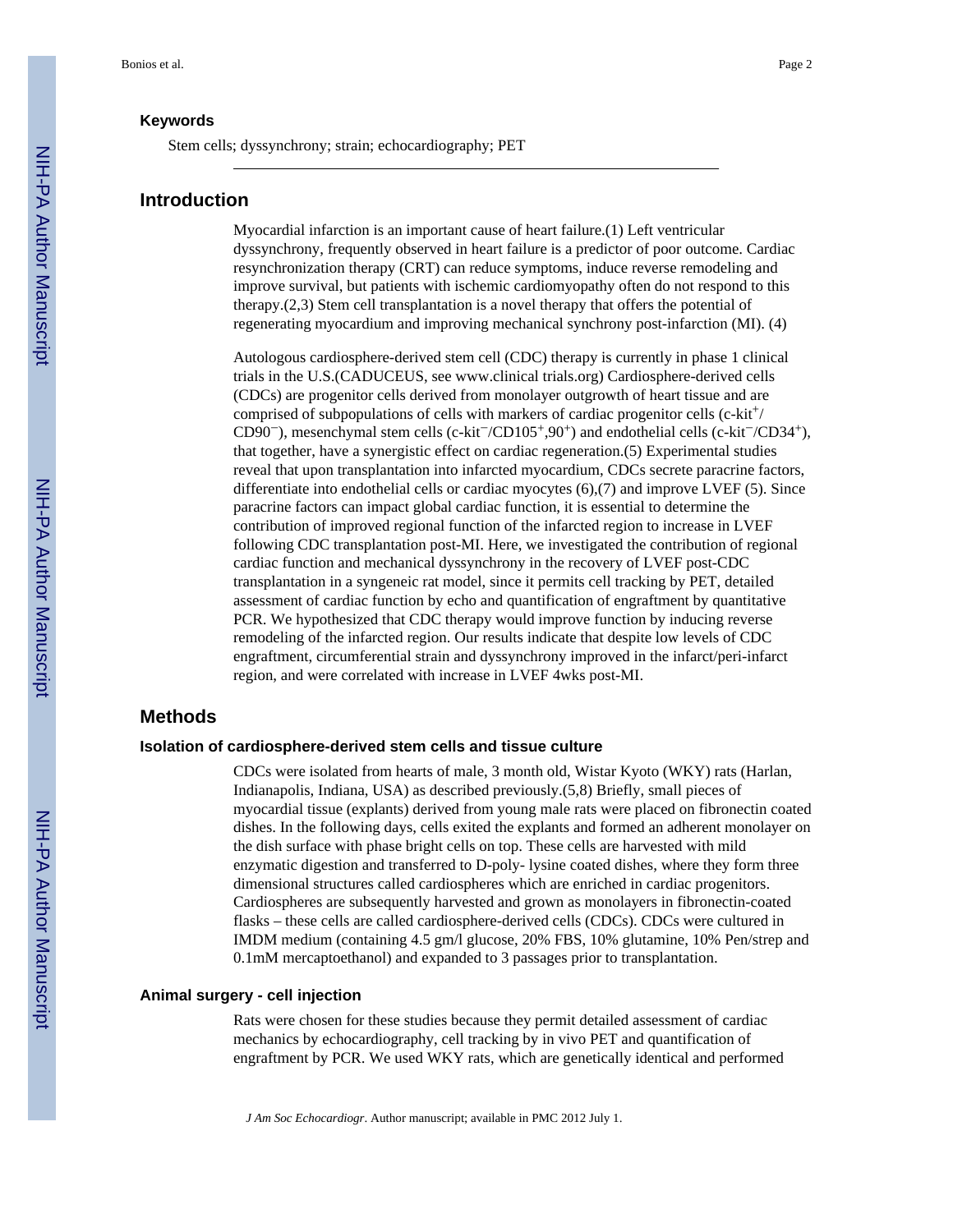### Keywords

Stem cells; dyssynchrony; strain; echocardiography; PET

## Introduction

Myocardial infarction is an important cause of heart failure.(1) Left ventricular dyssynchrony, frequently observed in heart failure is a predictor of poor outcome. Cardiac resynchronization therapy (CRT) can reduce symptoms, induce reverse remodeling and improve survival, but patients with ischemic cardiomyopathy often do not respond to this therapy.(2,3) Stem cell transplantation is a novel therapy that offers the potential of regenerating myocardium and improving mechanical synchrony post-infarction (MI). (4)

Autologous cardiosphere-derived stem cell (CDC) therapy is currently in phase 1 clinical trials in the U.S.(CADUCEUS, see www.clinical trials.org) Cardiosphere-derived cells (CDCs) are progenitor cells derived from monolayer outgrowth of heart tissue and are comprised of subpopulations of cells with markers of cardiac progenitor cells (c-kit$^{+}$/CD90$^{-}$), mesenchymal stem cells (c-kit$^{-}$/CD105$^{+}$,90$^{+}$) and endothelial cells (c-kit$^{-}$/CD34$^{+}$), that together, have a synergistic effect on cardiac regeneration.(5) Experimental studies reveal that upon transplantation into infarcted myocardium, CDCs secrete paracrine factors, differentiate into endothelial cells or cardiac myocytes (6),(7) and improve LVEF (5). Since paracrine factors can impact global cardiac function, it is essential to determine the contribution of improved regional function of the infarcted region to increase in LVEF following CDC transplantation post-MI. Here, we investigated the contribution of regional cardiac function and mechanical dyssynchrony in the recovery of LVEF post-CDC transplantation in a syngeneic rat model, since it permits cell tracking by PET, detailed assessment of cardiac function by echo and quantification of engraftment by quantitative PCR. We hypothesized that CDC therapy would improve function by inducing reverse remodeling of the infarcted region. Our results indicate that despite low levels of CDC engraftment, circumferential strain and dyssynchrony improved in the infarct/peri-infarct region, and were correlated with increase in LVEF 4wks post-MI.

## Methods

### Isolation of cardiosphere-derived stem cells and tissue culture

CDCs were isolated from hearts of male, 3 month old, Wistar Kyoto (WKY) rats (Harlan, Indianapolis, Indiana, USA) as described previously.(5,8) Briefly, small pieces of myocardial tissue (explants) derived from young male rats were placed on fibronectin coated dishes. In the following days, cells exited the explants and formed an adherent monolayer on the dish surface with phase bright cells on top. These cells are harvested with mild enzymatic digestion and transferred to D-poly- lysine coated dishes, where they form three dimensional structures called cardiospheres which are enriched in cardiac progenitors. Cardiospheres are subsequently harvested and grown as monolayers in fibronectin-coated flasks – these cells are called cardiosphere-derived cells (CDCs). CDCs were cultured in IMDM medium (containing 4.5 gm/l glucose, 20% FBS, 10% glutamine, 10% Pen/strep and 0.1mM mercaptoethanol) and expanded to 3 passages prior to transplantation.

### Animal surgery - cell injection

Rats were chosen for these studies because they permit detailed assessment of cardiac mechanics by echocardiography, cell tracking by in vivo PET and quantification of engraftment by PCR. We used WKY rats, which are genetically identical and performed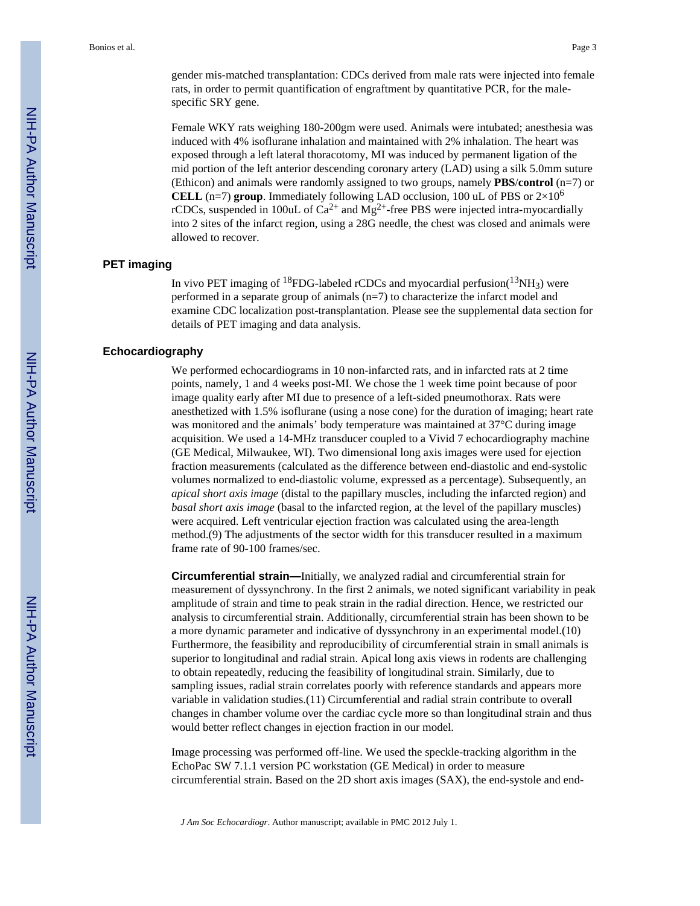gender mis-matched transplantation: CDCs derived from male rats were injected into female rats, in order to permit quantification of engraftment by quantitative PCR, for the male-specific SRY gene.

Female WKY rats weighing 180-200gm were used. Animals were intubated; anesthesia was induced with 4% isoflurane inhalation and maintained with 2% inhalation. The heart was exposed through a left lateral thoracotomy, MI was induced by permanent ligation of the mid portion of the left anterior descending coronary artery (LAD) using a silk 5.0mm suture (Ethicon) and animals were randomly assigned to two groups, namely **PBS**/**control** (n=7) or **CELL** (n=7) **group**. Immediately following LAD occlusion, 100 uL of PBS or $2×10^6$ rCDCs, suspended in 100uL of $Ca^{2+}$ and $Mg^{2+}$-free PBS were injected intra-myocardially into 2 sites of the infarct region, using a 28G needle, the chest was closed and animals were allowed to recover.

### PET imaging

In vivo PET imaging of $^{18}$FDG-labeled rCDCs and myocardial perfusion($^{13}NH_3$) were performed in a separate group of animals (n=7) to characterize the infarct model and examine CDC localization post-transplantation. Please see the supplemental data section for details of PET imaging and data analysis.

### Echocardiography

We performed echocardiograms in 10 non-infarcted rats, and in infarcted rats at 2 time points, namely, 1 and 4 weeks post-MI. We chose the 1 week time point because of poor image quality early after MI due to presence of a left-sided pneumothorax. Rats were anesthetized with 1.5% isoflurane (using a nose cone) for the duration of imaging; heart rate was monitored and the animals' body temperature was maintained at 37°C during image acquisition. We used a 14-MHz transducer coupled to a Vivid 7 echocardiography machine (GE Medical, Milwaukee, WI). Two dimensional long axis images were used for ejection fraction measurements (calculated as the difference between end-diastolic and end-systolic volumes normalized to end-diastolic volume, expressed as a percentage). Subsequently, an *apical short axis image* (distal to the papillary muscles, including the infarcted region) and *basal short axis image* (basal to the infarcted region, at the level of the papillary muscles) were acquired. Left ventricular ejection fraction was calculated using the area-length method.(9) The adjustments of the sector width for this transducer resulted in a maximum frame rate of 90-100 frames/sec.

**Circumferential strain—**Initially, we analyzed radial and circumferential strain for measurement of dyssynchrony. In the first 2 animals, we noted significant variability in peak amplitude of strain and time to peak strain in the radial direction. Hence, we restricted our analysis to circumferential strain. Additionally, circumferential strain has been shown to be a more dynamic parameter and indicative of dyssynchrony in an experimental model.(10) Furthermore, the feasibility and reproducibility of circumferential strain in small animals is superior to longitudinal and radial strain. Apical long axis views in rodents are challenging to obtain repeatedly, reducing the feasibility of longitudinal strain. Similarly, due to sampling issues, radial strain correlates poorly with reference standards and appears more variable in validation studies.(11) Circumferential and radial strain contribute to overall changes in chamber volume over the cardiac cycle more so than longitudinal strain and thus would better reflect changes in ejection fraction in our model.

Image processing was performed off-line. We used the speckle-tracking algorithm in the EchoPac SW 7.1.1 version PC workstation (GE Medical) in order to measure circumferential strain. Based on the 2D short axis images (SAX), the end-systole and end-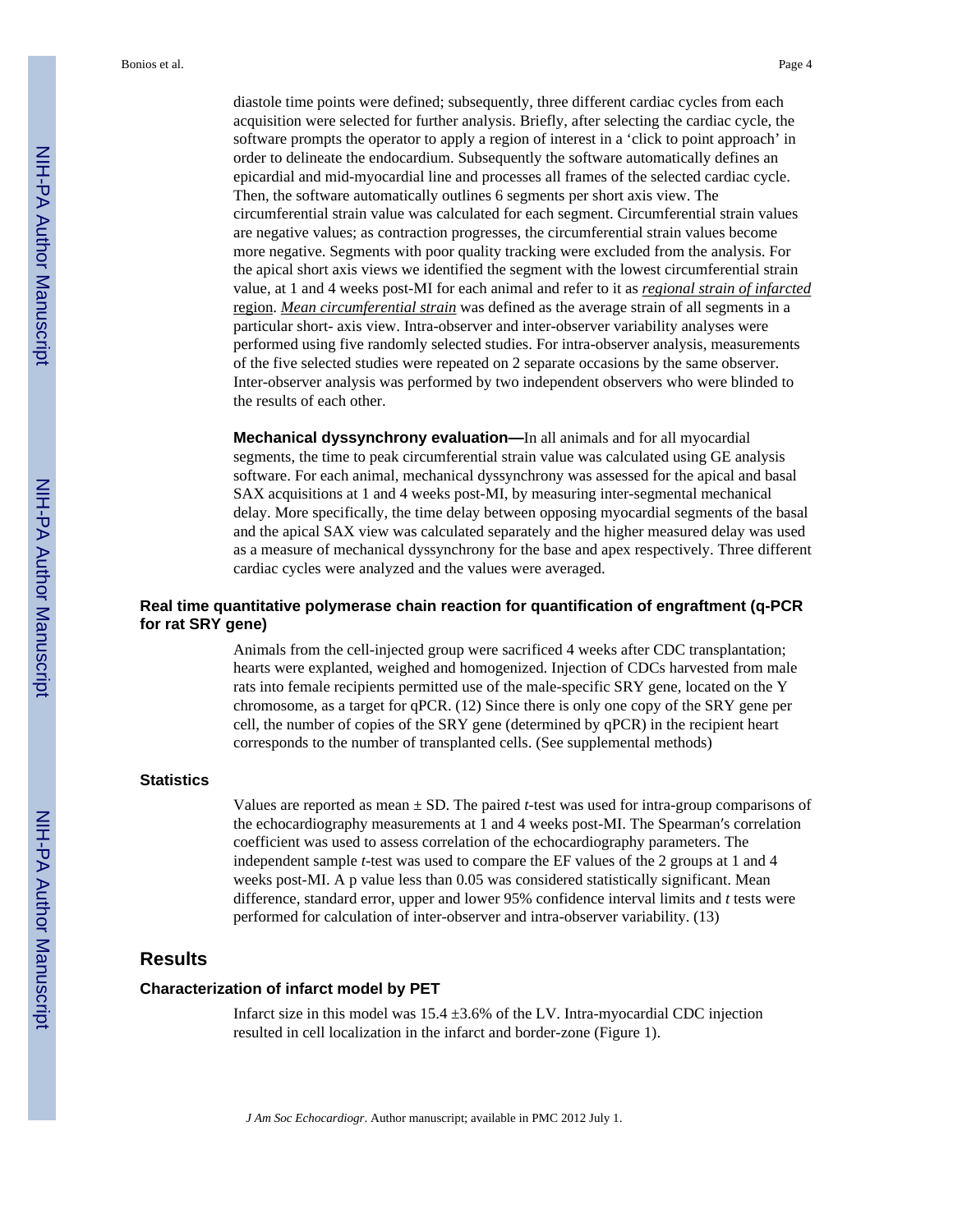diastole time points were defined; subsequently, three different cardiac cycles from each acquisition were selected for further analysis. Briefly, after selecting the cardiac cycle, the software prompts the operator to apply a region of interest in a 'click to point approach' in order to delineate the endocardium. Subsequently the software automatically defines an epicardial and mid-myocardial line and processes all frames of the selected cardiac cycle. Then, the software automatically outlines 6 segments per short axis view. The circumferential strain value was calculated for each segment. Circumferential strain values are negative values; as contraction progresses, the circumferential strain values become more negative. Segments with poor quality tracking were excluded from the analysis. For the apical short axis views we identified the segment with the lowest circumferential strain value, at 1 and 4 weeks post-MI for each animal and refer to it as ***regional strain of infarcted*** region. ***Mean circumferential strain*** was defined as the average strain of all segments in a particular short- axis view. Intra-observer and inter-observer variability analyses were performed using five randomly selected studies. For intra-observer analysis, measurements of the five selected studies were repeated on 2 separate occasions by the same observer. Inter-observer analysis was performed by two independent observers who were blinded to the results of each other.

**Mechanical dyssynchrony evaluation—**In all animals and for all myocardial segments, the time to peak circumferential strain value was calculated using GE analysis software. For each animal, mechanical dyssynchrony was assessed for the apical and basal SAX acquisitions at 1 and 4 weeks post-MI, by measuring inter-segmental mechanical delay. More specifically, the time delay between opposing myocardial segments of the basal and the apical SAX view was calculated separately and the higher measured delay was used as a measure of mechanical dyssynchrony for the base and apex respectively. Three different cardiac cycles were analyzed and the values were averaged.

### Real time quantitative polymerase chain reaction for quantification of engraftment (q-PCR for rat SRY gene)

Animals from the cell-injected group were sacrificed 4 weeks after CDC transplantation; hearts were explanted, weighed and homogenized. Injection of CDCs harvested from male rats into female recipients permitted use of the male-specific SRY gene, located on the Y chromosome, as a target for qPCR. (12) Since there is only one copy of the SRY gene per cell, the number of copies of the SRY gene (determined by qPCR) in the recipient heart corresponds to the number of transplanted cells. (See supplemental methods)

### Statistics

Values are reported as mean ± SD. The paired *t*-test was used for intra-group comparisons of the echocardiography measurements at 1 and 4 weeks post-MI. The Spearman′s correlation coefficient was used to assess correlation of the echocardiography parameters. The independent sample *t*-test was used to compare the EF values of the 2 groups at 1 and 4 weeks post-MI. A p value less than 0.05 was considered statistically significant. Mean difference, standard error, upper and lower 95% confidence interval limits and *t* tests were performed for calculation of inter-observer and intra-observer variability. (13)

## Results

### Characterization of infarct model by PET

Infarct size in this model was 15.4 ±3.6% of the LV. Intra-myocardial CDC injection resulted in cell localization in the infarct and border-zone (Figure 1).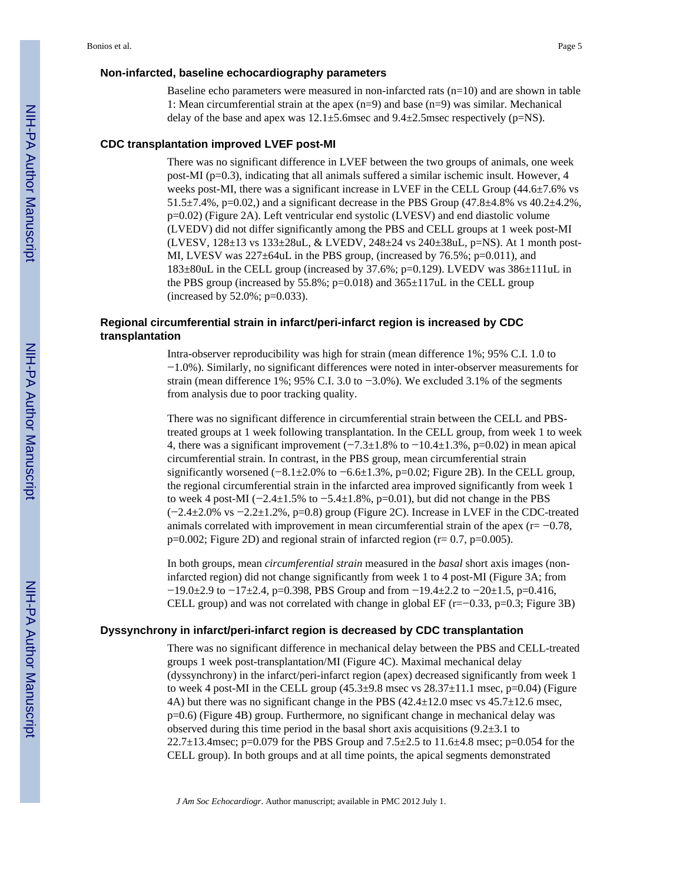### Non-infarcted, baseline echocardiography parameters

Baseline echo parameters were measured in non-infarcted rats (n=10) and are shown in table 1: Mean circumferential strain at the apex (n=9) and base (n=9) was similar. Mechanical delay of the base and apex was 12.1±5.6msec and 9.4±2.5msec respectively (p=NS).

### CDC transplantation improved LVEF post-MI

There was no significant difference in LVEF between the two groups of animals, one week post-MI (p=0.3), indicating that all animals suffered a similar ischemic insult. However, 4 weeks post-MI, there was a significant increase in LVEF in the CELL Group (44.6±7.6% vs 51.5±7.4%, p=0.02,) and a significant decrease in the PBS Group (47.8±4.8% vs 40.2±4.2%, p=0.02) (Figure 2A). Left ventricular end systolic (LVESV) and end diastolic volume (LVEDV) did not differ significantly among the PBS and CELL groups at 1 week post-MI (LVESV, 128±13 vs 133±28uL, & LVEDV, 248±24 vs 240±38uL, p=NS). At 1 month post-MI, LVESV was 227±64uL in the PBS group, (increased by 76.5%; p=0.011), and 183±80uL in the CELL group (increased by 37.6%; p=0.129). LVEDV was 386±111uL in the PBS group (increased by 55.8%; p=0.018) and 365±117uL in the CELL group (increased by 52.0%; p=0.033).

### Regional circumferential strain in infarct/peri-infarct region is increased by CDC transplantation

Intra-observer reproducibility was high for strain (mean difference 1%; 95% C.I. 1.0 to −1.0%). Similarly, no significant differences were noted in inter-observer measurements for strain (mean difference 1%; 95% C.I. 3.0 to −3.0%). We excluded 3.1% of the segments from analysis due to poor tracking quality.

There was no significant difference in circumferential strain between the CELL and PBS-treated groups at 1 week following transplantation. In the CELL group, from week 1 to week 4, there was a significant improvement (−7.3±1.8% to −10.4±1.3%, p=0.02) in mean apical circumferential strain. In contrast, in the PBS group, mean circumferential strain significantly worsened (−8.1±2.0% to −6.6±1.3%, p=0.02; Figure 2B). In the CELL group, the regional circumferential strain in the infarcted area improved significantly from week 1 to week 4 post-MI (−2.4±1.5% to −5.4±1.8%, p=0.01), but did not change in the PBS (−2.4±2.0% vs −2.2±1.2%, p=0.8) group (Figure 2C). Increase in LVEF in the CDC-treated animals correlated with improvement in mean circumferential strain of the apex (r= −0.78, p=0.002; Figure 2D) and regional strain of infarcted region (r= 0.7, p=0.005).

In both groups, mean *circumferential strain* measured in the *basal* short axis images (non-infarcted region) did not change significantly from week 1 to 4 post-MI (Figure 3A; from −19.0±2.9 to −17±2.4, p=0.398, PBS Group and from −19.4±2.2 to −20±1.5, p=0.416, CELL group) and was not correlated with change in global EF (r=−0.33, p=0.3; Figure 3B)

### Dyssynchrony in infarct/peri-infarct region is decreased by CDC transplantation

There was no significant difference in mechanical delay between the PBS and CELL-treated groups 1 week post-transplantation/MI (Figure 4C). Maximal mechanical delay (dyssynchrony) in the infarct/peri-infarct region (apex) decreased significantly from week 1 to week 4 post-MI in the CELL group (45.3±9.8 msec vs 28.37±11.1 msec, p=0.04) (Figure 4A) but there was no significant change in the PBS (42.4±12.0 msec vs 45.7±12.6 msec, p=0.6) (Figure 4B) group. Furthermore, no significant change in mechanical delay was observed during this time period in the basal short axis acquisitions (9.2±3.1 to 22.7±13.4msec; p=0.079 for the PBS Group and 7.5±2.5 to 11.6±4.8 msec; p=0.054 for the CELL group). In both groups and at all time points, the apical segments demonstrated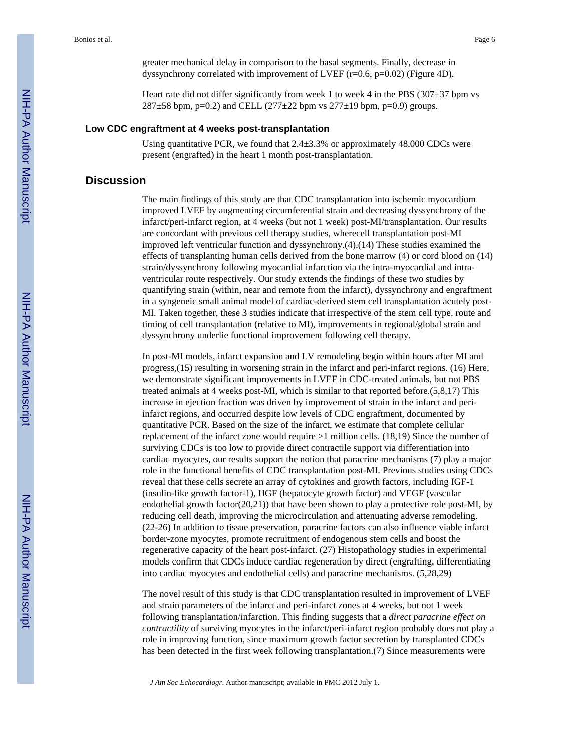greater mechanical delay in comparison to the basal segments. Finally, decrease in dyssynchrony correlated with improvement of LVEF ($r=0.6$, $p=0.02$) (Figure 4D).

Heart rate did not differ significantly from week 1 to week 4 in the PBS (307±37 bpm vs 287±58 bpm, $p=0.2$) and CELL (277±22 bpm vs 277±19 bpm, $p=0.9$) groups.

### Low CDC engraftment at 4 weeks post-transplantation

Using quantitative PCR, we found that 2.4±3.3% or approximately 48,000 CDCs were present (engrafted) in the heart 1 month post-transplantation.

## Discussion

The main findings of this study are that CDC transplantation into ischemic myocardium improved LVEF by augmenting circumferential strain and decreasing dyssynchrony of the infarct/peri-infarct region, at 4 weeks (but not 1 week) post-MI/transplantation. Our results are concordant with previous cell therapy studies, wherecell transplantation post-MI improved left ventricular function and dyssynchrony.(4),(14) These studies examined the effects of transplanting human cells derived from the bone marrow (4) or cord blood on (14) strain/dyssynchrony following myocardial infarction via the intra-myocardial and intra-ventricular route respectively. Our study extends the findings of these two studies by quantifying strain (within, near and remote from the infarct), dyssynchrony and engraftment in a syngeneic small animal model of cardiac-derived stem cell transplantation acutely post-MI. Taken together, these 3 studies indicate that irrespective of the stem cell type, route and timing of cell transplantation (relative to MI), improvements in regional/global strain and dyssynchrony underlie functional improvement following cell therapy.

In post-MI models, infarct expansion and LV remodeling begin within hours after MI and progress,(15) resulting in worsening strain in the infarct and peri-infarct regions. (16) Here, we demonstrate significant improvements in LVEF in CDC-treated animals, but not PBS treated animals at 4 weeks post-MI, which is similar to that reported before.(5,8,17) This increase in ejection fraction was driven by improvement of strain in the infarct and peri-infarct regions, and occurred despite low levels of CDC engraftment, documented by quantitative PCR. Based on the size of the infarct, we estimate that complete cellular replacement of the infarct zone would require >1 million cells. (18,19) Since the number of surviving CDCs is too low to provide direct contractile support via differentiation into cardiac myocytes, our results support the notion that paracrine mechanisms (7) play a major role in the functional benefits of CDC transplantation post-MI. Previous studies using CDCs reveal that these cells secrete an array of cytokines and growth factors, including IGF-1 (insulin-like growth factor-1), HGF (hepatocyte growth factor) and VEGF (vascular endothelial growth factor(20,21)) that have been shown to play a protective role post-MI, by reducing cell death, improving the microcirculation and attenuating adverse remodeling. (22-26) In addition to tissue preservation, paracrine factors can also influence viable infarct border-zone myocytes, promote recruitment of endogenous stem cells and boost the regenerative capacity of the heart post-infarct. (27) Histopathology studies in experimental models confirm that CDCs induce cardiac regeneration by direct (engrafting, differentiating into cardiac myocytes and endothelial cells) and paracrine mechanisms. (5,28,29)

The novel result of this study is that CDC transplantation resulted in improvement of LVEF and strain parameters of the infarct and peri-infarct zones at 4 weeks, but not 1 week following transplantation/infarction. This finding suggests that a *direct paracrine effect on contractility* of surviving myocytes in the infarct/peri-infarct region probably does not play a role in improving function, since maximum growth factor secretion by transplanted CDCs has been detected in the first week following transplantation.(7) Since measurements were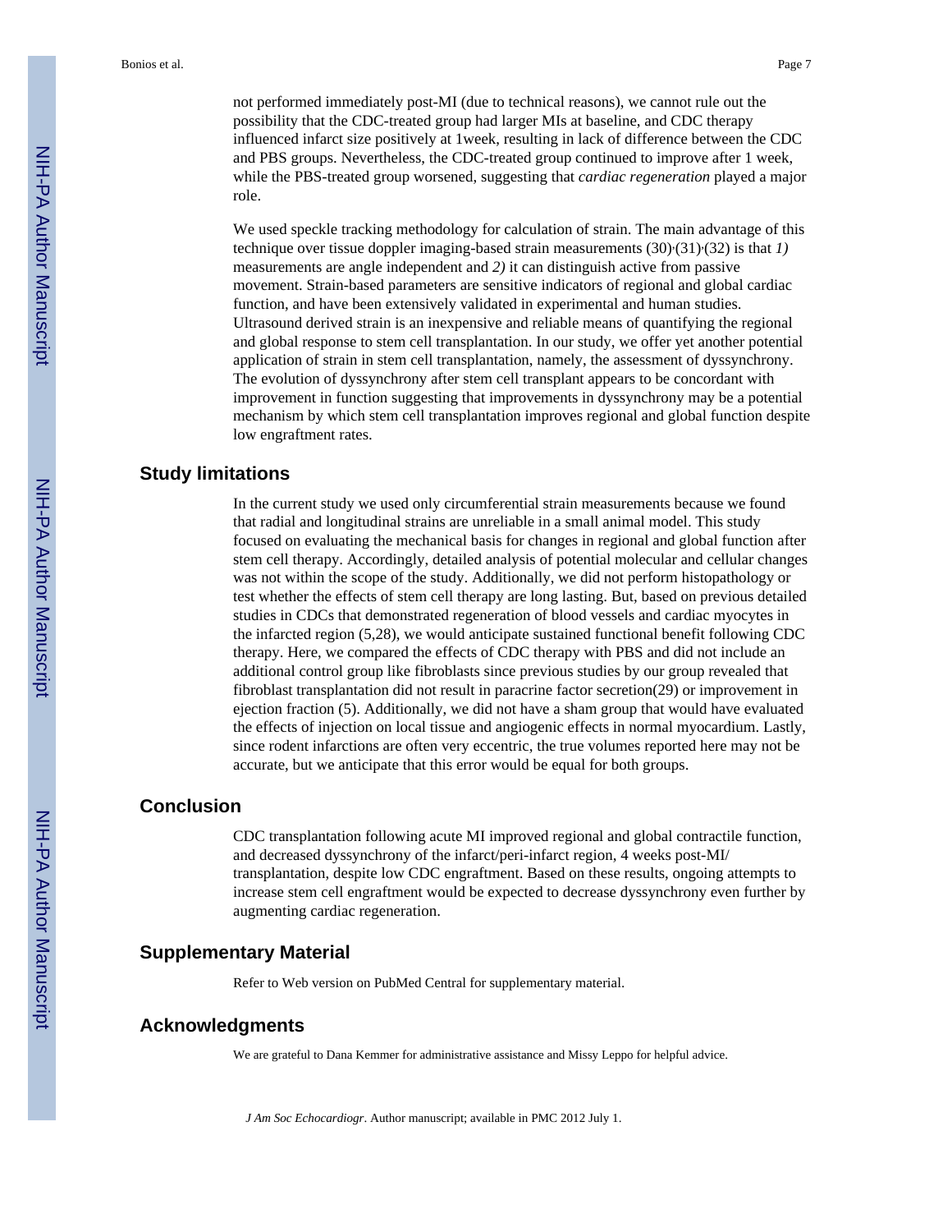not performed immediately post-MI (due to technical reasons), we cannot rule out the possibility that the CDC-treated group had larger MIs at baseline, and CDC therapy influenced infarct size positively at 1week, resulting in lack of difference between the CDC and PBS groups. Nevertheless, the CDC-treated group continued to improve after 1 week, while the PBS-treated group worsened, suggesting that *cardiac regeneration* played a major role.

We used speckle tracking methodology for calculation of strain. The main advantage of this technique over tissue doppler imaging-based strain measurements (30),(31),(32) is that *1)* measurements are angle independent and *2)* it can distinguish active from passive movement. Strain-based parameters are sensitive indicators of regional and global cardiac function, and have been extensively validated in experimental and human studies. Ultrasound derived strain is an inexpensive and reliable means of quantifying the regional and global response to stem cell transplantation. In our study, we offer yet another potential application of strain in stem cell transplantation, namely, the assessment of dyssynchrony. The evolution of dyssynchrony after stem cell transplant appears to be concordant with improvement in function suggesting that improvements in dyssynchrony may be a potential mechanism by which stem cell transplantation improves regional and global function despite low engraftment rates.

## Study limitations

In the current study we used only circumferential strain measurements because we found that radial and longitudinal strains are unreliable in a small animal model. This study focused on evaluating the mechanical basis for changes in regional and global function after stem cell therapy. Accordingly, detailed analysis of potential molecular and cellular changes was not within the scope of the study. Additionally, we did not perform histopathology or test whether the effects of stem cell therapy are long lasting. But, based on previous detailed studies in CDCs that demonstrated regeneration of blood vessels and cardiac myocytes in the infarcted region (5,28), we would anticipate sustained functional benefit following CDC therapy. Here, we compared the effects of CDC therapy with PBS and did not include an additional control group like fibroblasts since previous studies by our group revealed that fibroblast transplantation did not result in paracrine factor secretion(29) or improvement in ejection fraction (5). Additionally, we did not have a sham group that would have evaluated the effects of injection on local tissue and angiogenic effects in normal myocardium. Lastly, since rodent infarctions are often very eccentric, the true volumes reported here may not be accurate, but we anticipate that this error would be equal for both groups.

## Conclusion

CDC transplantation following acute MI improved regional and global contractile function, and decreased dyssynchrony of the infarct/peri-infarct region, 4 weeks post-MI/ transplantation, despite low CDC engraftment. Based on these results, ongoing attempts to increase stem cell engraftment would be expected to decrease dyssynchrony even further by augmenting cardiac regeneration.

## Supplementary Material

Refer to Web version on PubMed Central for supplementary material.

## Acknowledgments

We are grateful to Dana Kemmer for administrative assistance and Missy Leppo for helpful advice.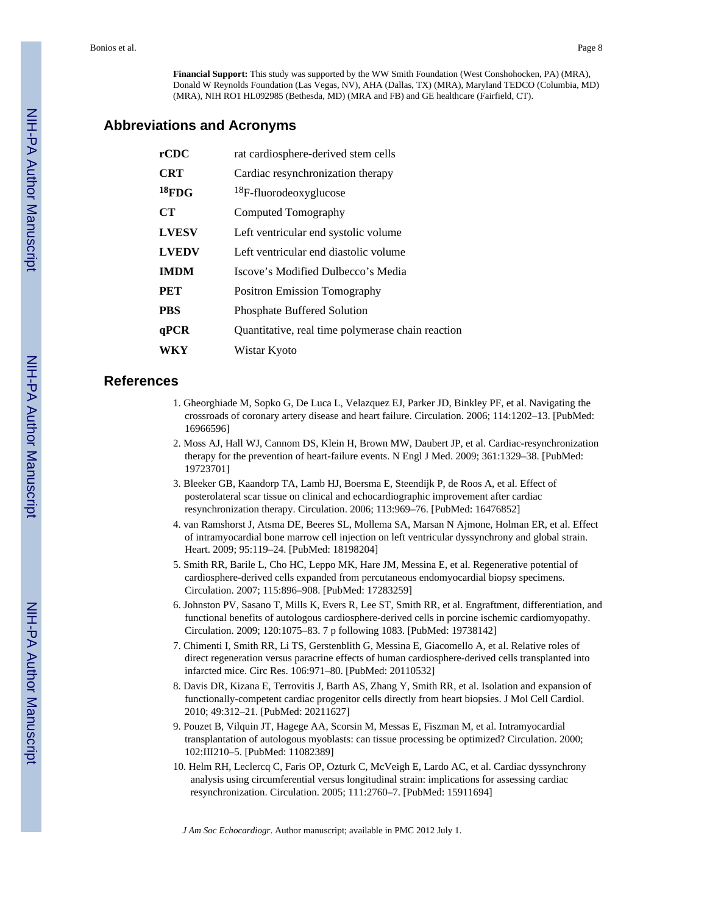**Financial Support:** This study was supported by the WW Smith Foundation (West Conshohocken, PA) (MRA), Donald W Reynolds Foundation (Las Vegas, NV), AHA (Dallas, TX) (MRA), Maryland TEDCO (Columbia, MD) (MRA), NIH RO1 HL092985 (Bethesda, MD) (MRA and FB) and GE healthcare (Fairfield, CT).

## Abbreviations and Acronyms

| | |
|---|---|
| **rCDC** | rat cardiosphere-derived stem cells |
| **CRT** | Cardiac resynchronization therapy |
| **$^{18}$FDG** | $^{18}$F-fluorodeoxyglucose |
| **CT** | Computed Tomography |
| **LVESV** | Left ventricular end systolic volume |
| **LVEDV** | Left ventricular end diastolic volume |
| **IMDM** | Iscove's Modified Dulbecco's Media |
| **PET** | Positron Emission Tomography |
| **PBS** | Phosphate Buffered Solution |
| **qPCR** | Quantitative, real time polymerase chain reaction |
| **WKY** | Wistar Kyoto |

## References

1. Gheorghiade M, Sopko G, De Luca L, Velazquez EJ, Parker JD, Binkley PF, et al. Navigating the crossroads of coronary artery disease and heart failure. Circulation. 2006; 114:1202–13. [PubMed: 16966596]
2. Moss AJ, Hall WJ, Cannom DS, Klein H, Brown MW, Daubert JP, et al. Cardiac-resynchronization therapy for the prevention of heart-failure events. N Engl J Med. 2009; 361:1329–38. [PubMed: 19723701]
3. Bleeker GB, Kaandorp TA, Lamb HJ, Boersma E, Steendijk P, de Roos A, et al. Effect of posterolateral scar tissue on clinical and echocardiographic improvement after cardiac resynchronization therapy. Circulation. 2006; 113:969–76. [PubMed: 16476852]
4. van Ramshorst J, Atsma DE, Beeres SL, Mollema SA, Marsan N Ajmone, Holman ER, et al. Effect of intramyocardial bone marrow cell injection on left ventricular dyssynchrony and global strain. Heart. 2009; 95:119–24. [PubMed: 18198204]
5. Smith RR, Barile L, Cho HC, Leppo MK, Hare JM, Messina E, et al. Regenerative potential of cardiosphere-derived cells expanded from percutaneous endomyocardial biopsy specimens. Circulation. 2007; 115:896–908. [PubMed: 17283259]
6. Johnston PV, Sasano T, Mills K, Evers R, Lee ST, Smith RR, et al. Engraftment, differentiation, and functional benefits of autologous cardiosphere-derived cells in porcine ischemic cardiomyopathy. Circulation. 2009; 120:1075–83. 7 p following 1083. [PubMed: 19738142]
7. Chimenti I, Smith RR, Li TS, Gerstenblith G, Messina E, Giacomello A, et al. Relative roles of direct regeneration versus paracrine effects of human cardiosphere-derived cells transplanted into infarcted mice. Circ Res. 106:971–80. [PubMed: 20110532]
8. Davis DR, Kizana E, Terrovitis J, Barth AS, Zhang Y, Smith RR, et al. Isolation and expansion of functionally-competent cardiac progenitor cells directly from heart biopsies. J Mol Cell Cardiol. 2010; 49:312–21. [PubMed: 20211627]
9. Pouzet B, Vilquin JT, Hagege AA, Scorsin M, Messas E, Fiszman M, et al. Intramyocardial transplantation of autologous myoblasts: can tissue processing be optimized? Circulation. 2000; 102:III210–5. [PubMed: 11082389]
10. Helm RH, Leclercq C, Faris OP, Ozturk C, McVeigh E, Lardo AC, et al. Cardiac dyssynchrony analysis using circumferential versus longitudinal strain: implications for assessing cardiac resynchronization. Circulation. 2005; 111:2760–7. [PubMed: 15911694]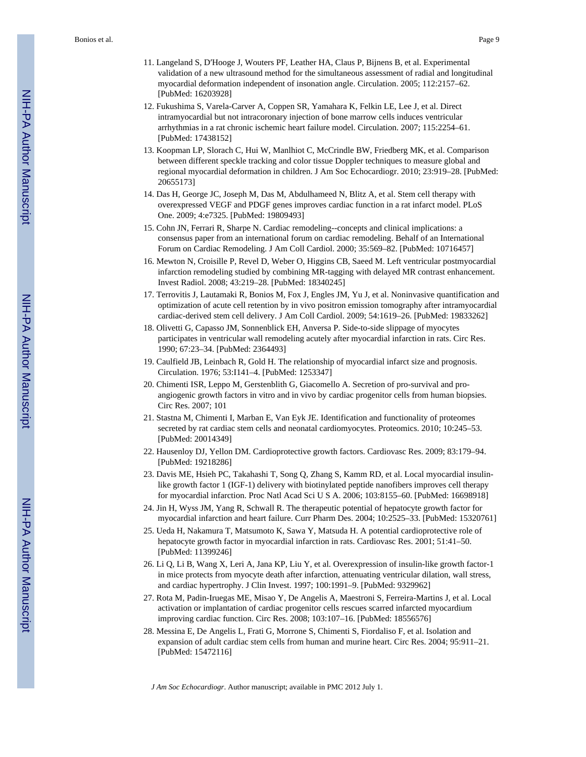11. Langeland S, D′Hooge J, Wouters PF, Leather HA, Claus P, Bijnens B, et al. Experimental validation of a new ultrasound method for the simultaneous assessment of radial and longitudinal myocardial deformation independent of insonation angle. Circulation. 2005; 112:2157–62. [PubMed: 16203928]
12. Fukushima S, Varela-Carver A, Coppen SR, Yamahara K, Felkin LE, Lee J, et al. Direct intramyocardial but not intracoronary injection of bone marrow cells induces ventricular arrhythmias in a rat chronic ischemic heart failure model. Circulation. 2007; 115:2254–61. [PubMed: 17438152]
13. Koopman LP, Slorach C, Hui W, Manlhiot C, McCrindle BW, Friedberg MK, et al. Comparison between different speckle tracking and color tissue Doppler techniques to measure global and regional myocardial deformation in children. J Am Soc Echocardiogr. 2010; 23:919–28. [PubMed: 20655173]
14. Das H, George JC, Joseph M, Das M, Abdulhameed N, Blitz A, et al. Stem cell therapy with overexpressed VEGF and PDGF genes improves cardiac function in a rat infarct model. PLoS One. 2009; 4:e7325. [PubMed: 19809493]
15. Cohn JN, Ferrari R, Sharpe N. Cardiac remodeling--concepts and clinical implications: a consensus paper from an international forum on cardiac remodeling. Behalf of an International Forum on Cardiac Remodeling. J Am Coll Cardiol. 2000; 35:569–82. [PubMed: 10716457]
16. Mewton N, Croisille P, Revel D, Weber O, Higgins CB, Saeed M. Left ventricular postmyocardial infarction remodeling studied by combining MR-tagging with delayed MR contrast enhancement. Invest Radiol. 2008; 43:219–28. [PubMed: 18340245]
17. Terrovitis J, Lautamaki R, Bonios M, Fox J, Engles JM, Yu J, et al. Noninvasive quantification and optimization of acute cell retention by in vivo positron emission tomography after intramyocardial cardiac-derived stem cell delivery. J Am Coll Cardiol. 2009; 54:1619–26. [PubMed: 19833262]
18. Olivetti G, Capasso JM, Sonnenblick EH, Anversa P. Side-to-side slippage of myocytes participates in ventricular wall remodeling acutely after myocardial infarction in rats. Circ Res. 1990; 67:23–34. [PubMed: 2364493]
19. Caulfield JB, Leinbach R, Gold H. The relationship of myocardial infarct size and prognosis. Circulation. 1976; 53:I141–4. [PubMed: 1253347]
20. Chimenti ISR, Leppo M, Gerstenblith G, Giacomello A. Secretion of pro-survival and pro-angiogenic growth factors in vitro and in vivo by cardiac progenitor cells from human biopsies. Circ Res. 2007; 101
21. Stastna M, Chimenti I, Marban E, Van Eyk JE. Identification and functionality of proteomes secreted by rat cardiac stem cells and neonatal cardiomyocytes. Proteomics. 2010; 10:245–53. [PubMed: 20014349]
22. Hausenloy DJ, Yellon DM. Cardioprotective growth factors. Cardiovasc Res. 2009; 83:179–94. [PubMed: 19218286]
23. Davis ME, Hsieh PC, Takahashi T, Song Q, Zhang S, Kamm RD, et al. Local myocardial insulin-like growth factor 1 (IGF-1) delivery with biotinylated peptide nanofibers improves cell therapy for myocardial infarction. Proc Natl Acad Sci U S A. 2006; 103:8155–60. [PubMed: 16698918]
24. Jin H, Wyss JM, Yang R, Schwall R. The therapeutic potential of hepatocyte growth factor for myocardial infarction and heart failure. Curr Pharm Des. 2004; 10:2525–33. [PubMed: 15320761]
25. Ueda H, Nakamura T, Matsumoto K, Sawa Y, Matsuda H. A potential cardioprotective role of hepatocyte growth factor in myocardial infarction in rats. Cardiovasc Res. 2001; 51:41–50. [PubMed: 11399246]
26. Li Q, Li B, Wang X, Leri A, Jana KP, Liu Y, et al. Overexpression of insulin-like growth factor-1 in mice protects from myocyte death after infarction, attenuating ventricular dilation, wall stress, and cardiac hypertrophy. J Clin Invest. 1997; 100:1991–9. [PubMed: 9329962]
27. Rota M, Padin-Iruegas ME, Misao Y, De Angelis A, Maestroni S, Ferreira-Martins J, et al. Local activation or implantation of cardiac progenitor cells rescues scarred infarcted myocardium improving cardiac function. Circ Res. 2008; 103:107–16. [PubMed: 18556576]
28. Messina E, De Angelis L, Frati G, Morrone S, Chimenti S, Fiordaliso F, et al. Isolation and expansion of adult cardiac stem cells from human and murine heart. Circ Res. 2004; 95:911–21. [PubMed: 15472116]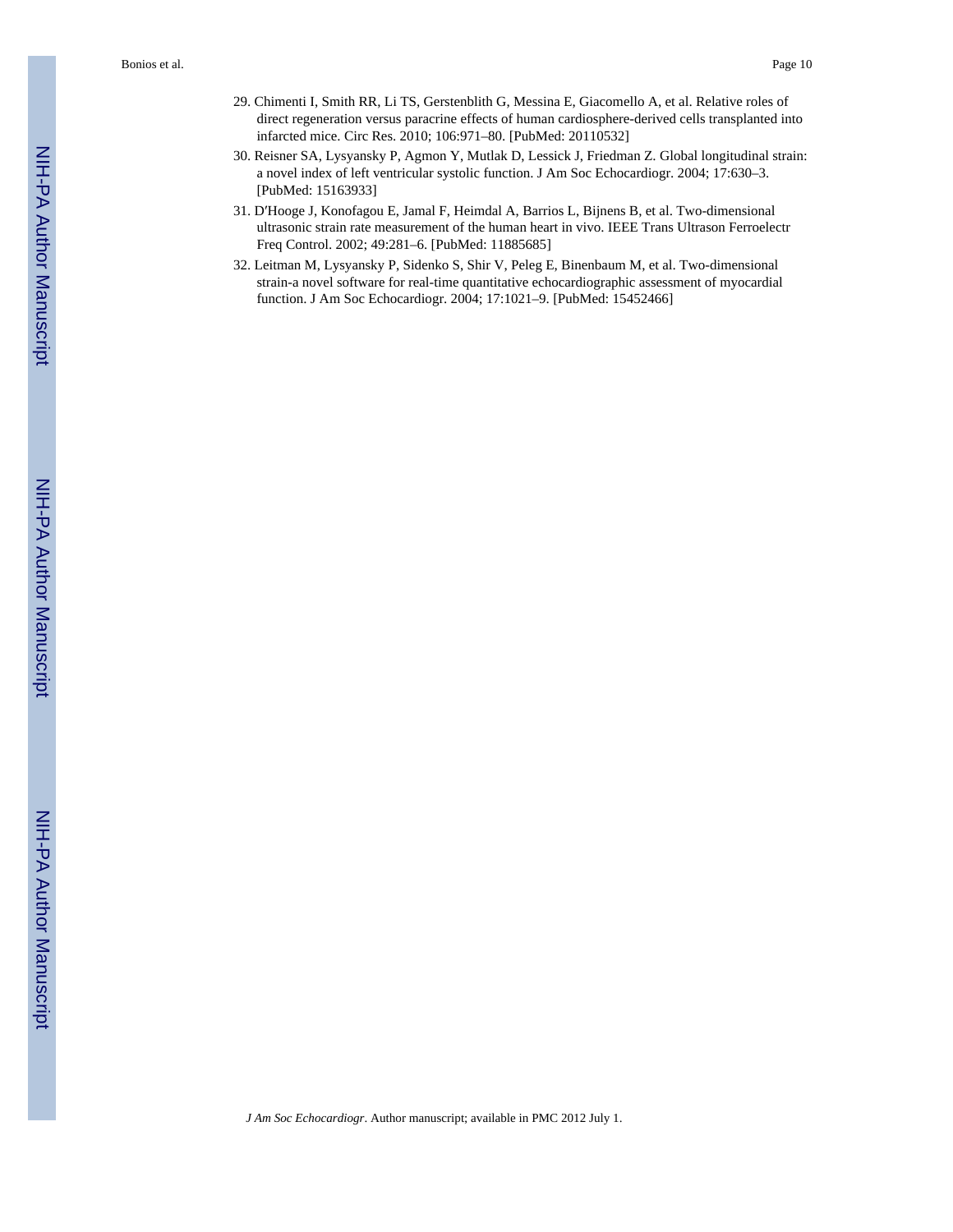29. Chimenti I, Smith RR, Li TS, Gerstenblith G, Messina E, Giacomello A, et al. Relative roles of direct regeneration versus paracrine effects of human cardiosphere-derived cells transplanted into infarcted mice. Circ Res. 2010; 106:971–80. [PubMed: 20110532]
30. Reisner SA, Lysyansky P, Agmon Y, Mutlak D, Lessick J, Friedman Z. Global longitudinal strain: a novel index of left ventricular systolic function. J Am Soc Echocardiogr. 2004; 17:630–3. [PubMed: 15163933]
31. D′Hooge J, Konofagou E, Jamal F, Heimdal A, Barrios L, Bijnens B, et al. Two-dimensional ultrasonic strain rate measurement of the human heart in vivo. IEEE Trans Ultrason Ferroelectr Freq Control. 2002; 49:281–6. [PubMed: 11885685]
32. Leitman M, Lysyansky P, Sidenko S, Shir V, Peleg E, Binenbaum M, et al. Two-dimensional strain-a novel software for real-time quantitative echocardiographic assessment of myocardial function. J Am Soc Echocardiogr. 2004; 17:1021–9. [PubMed: 15452466]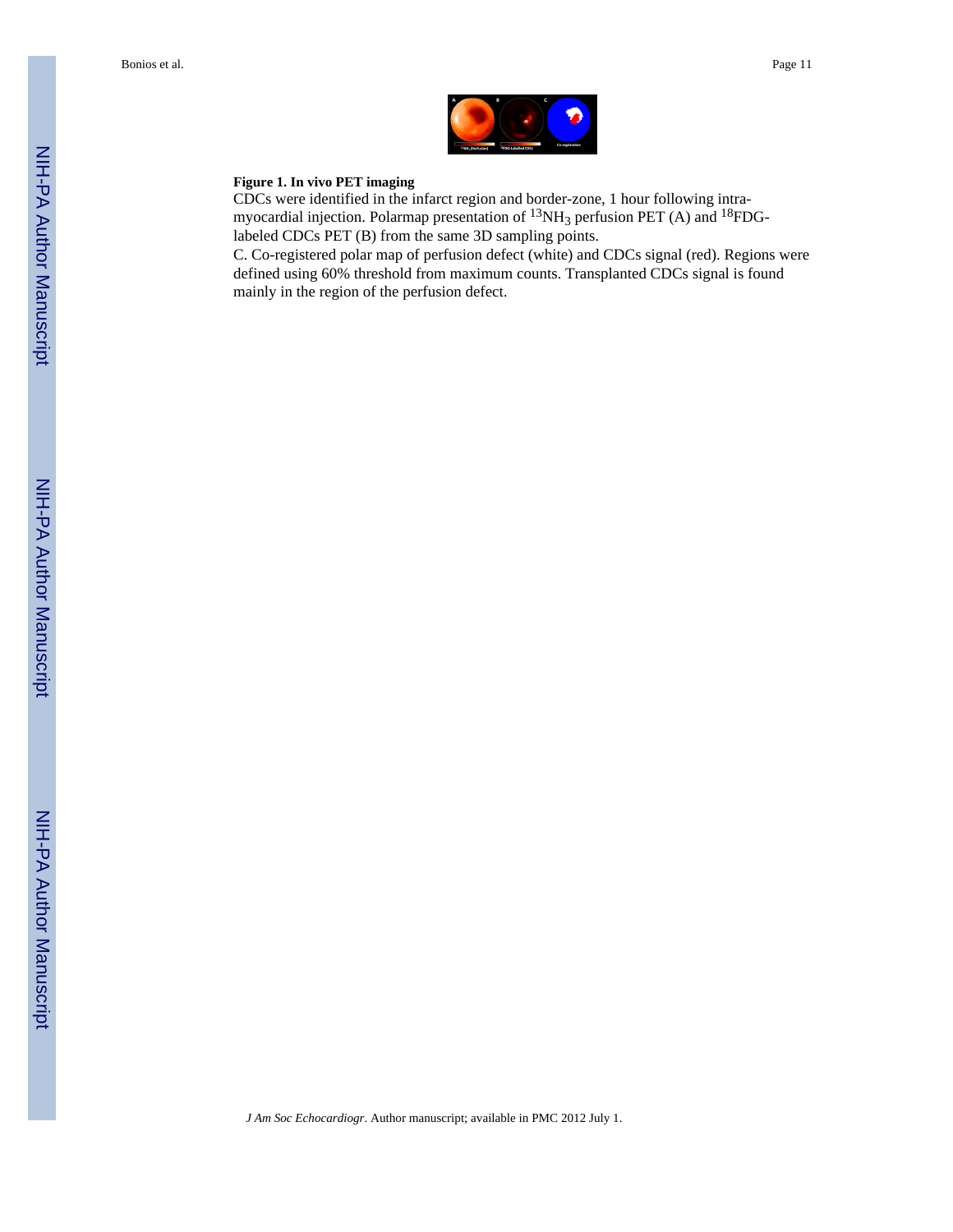**Figure 1. In vivo PET imaging**

CDCs were identified in the infarct region and border-zone, 1 hour following intra-myocardial injection. Polarmap presentation of $^{13}NH_3$ perfusion PET (A) and $^{18}$FDG-labeled CDCs PET (B) from the same 3D sampling points.

C. Co-registered polar map of perfusion defect (white) and CDCs signal (red). Regions were defined using 60% threshold from maximum counts. Transplanted CDCs signal is found mainly in the region of the perfusion defect.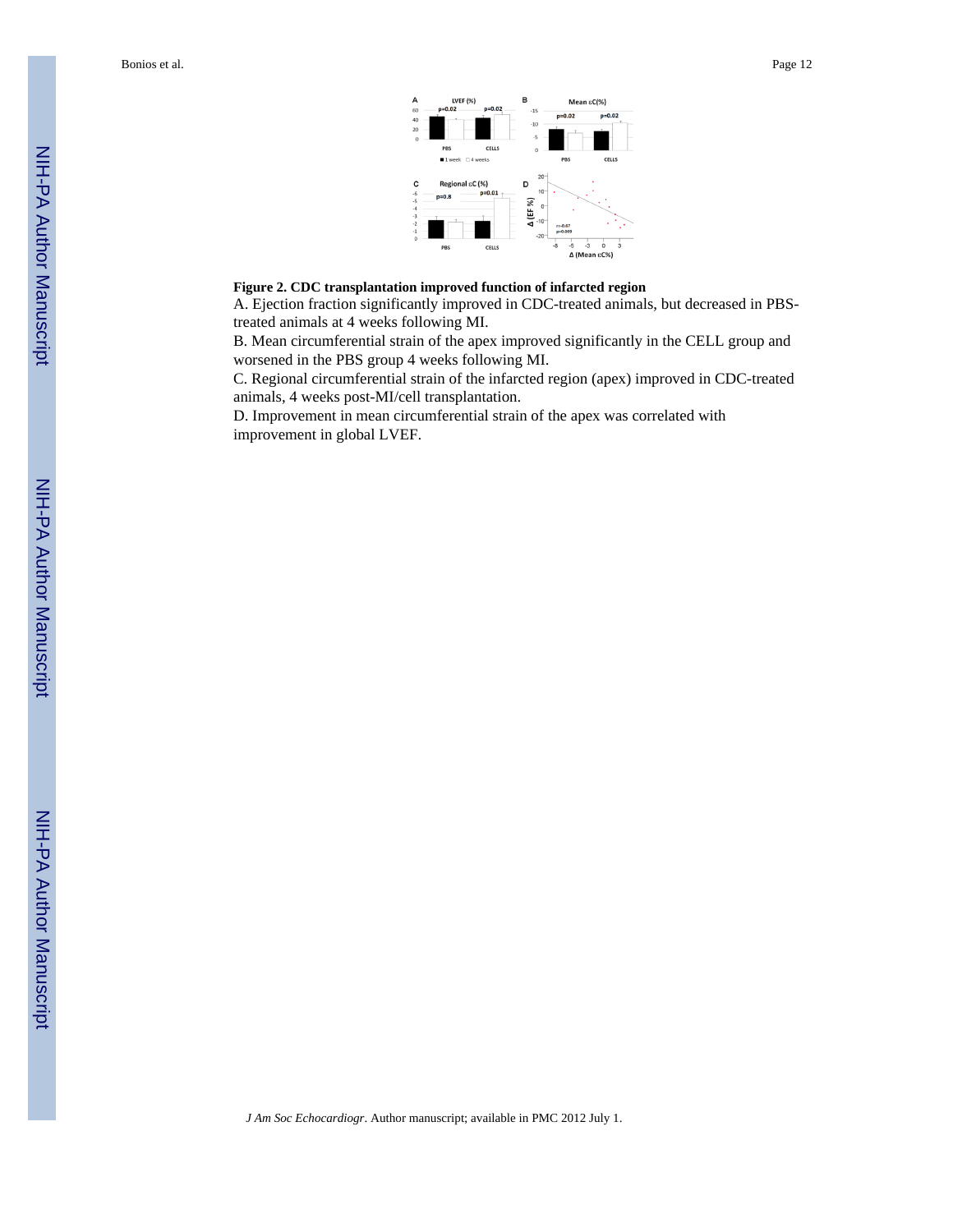**Figure 2. CDC transplantation improved function of infarcted region**

A. Ejection fraction significantly improved in CDC-treated animals, but decreased in PBS-treated animals at 4 weeks following MI.

B. Mean circumferential strain of the apex improved significantly in the CELL group and worsened in the PBS group 4 weeks following MI.

C. Regional circumferential strain of the infarcted region (apex) improved in CDC-treated animals, 4 weeks post-MI/cell transplantation.

D. Improvement in mean circumferential strain of the apex was correlated with improvement in global LVEF.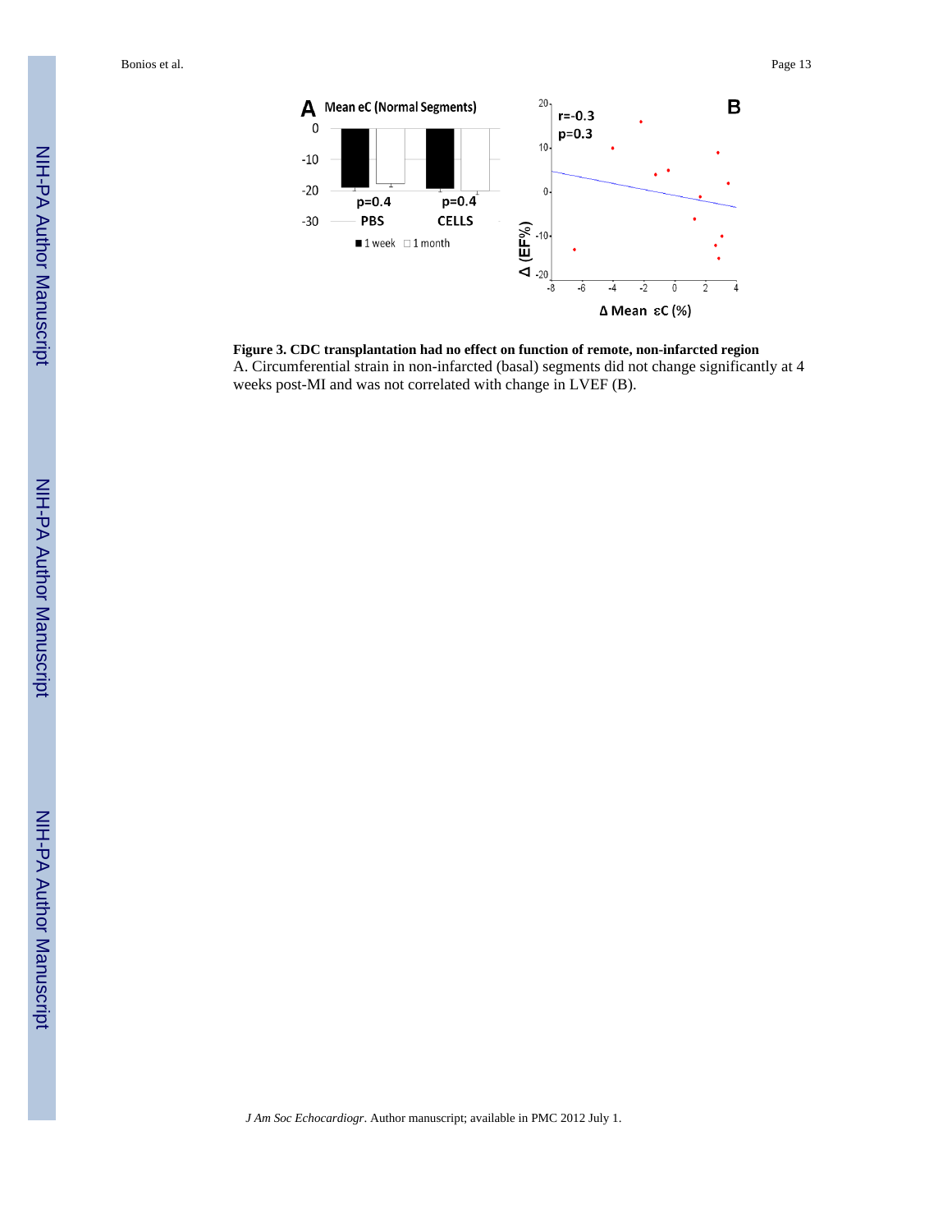**Figure 3. CDC transplantation had no effect on function of remote, non-infarcted region**

A. Circumferential strain in non-infarcted (basal) segments did not change significantly at 4 weeks post-MI and was not correlated with change in LVEF (B).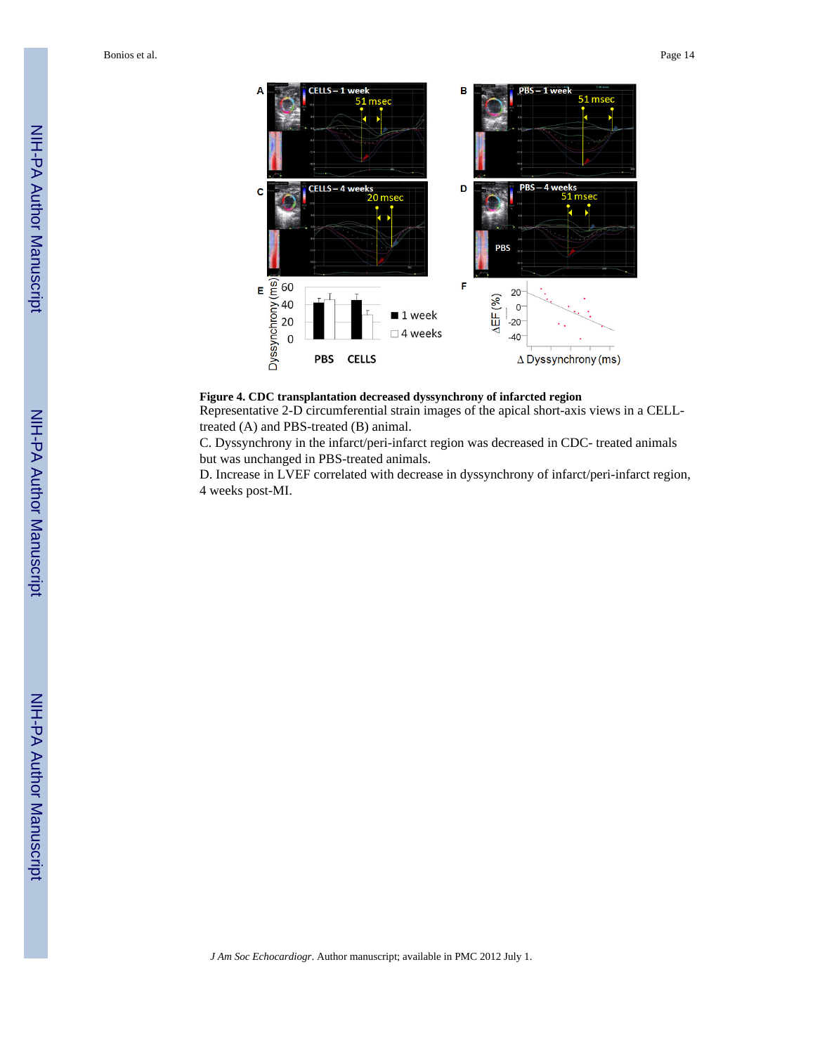**Figure 4. CDC transplantation decreased dyssynchrony of infarcted region**

Representative 2-D circumferential strain images of the apical short-axis views in a CELL-treated (A) and PBS-treated (B) animal.

C. Dyssynchrony in the infarct/peri-infarct region was decreased in CDC- treated animals but was unchanged in PBS-treated animals.

D. Increase in LVEF correlated with decrease in dyssynchrony of infarct/peri-infarct region, 4 weeks post-MI.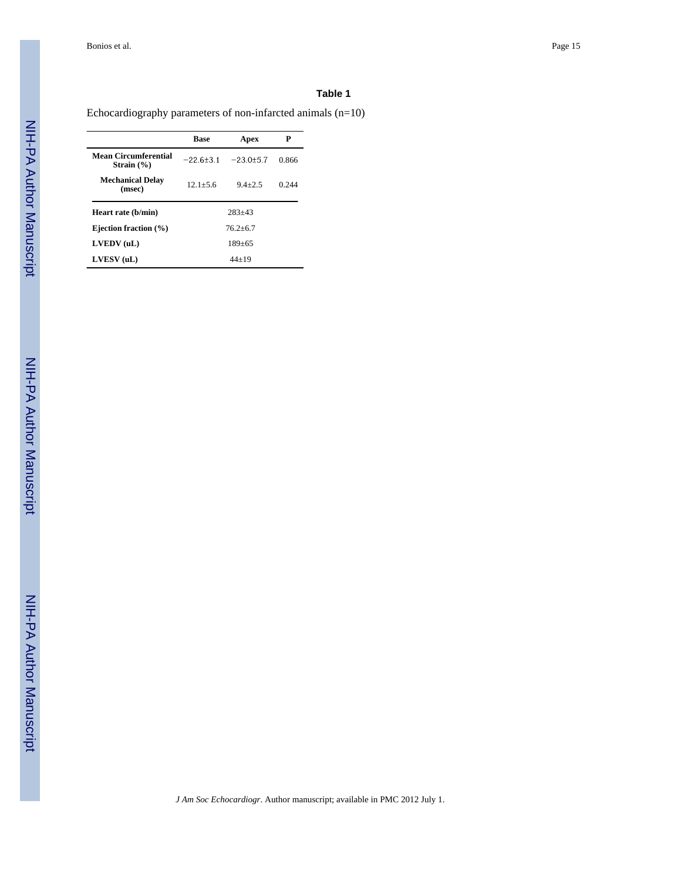## Table 1

Echocardiography parameters of non-infarcted animals (n=10)

| | Base | Apex | P |
|---|---|---|---|
| **Mean Circumferential Strain (%)** | −22.6±3.1 | −23.0±5.7 | 0.866 |
| **Mechanical Delay (msec)** | 12.1±5.6 | 9.4±2.5 | 0.244 |
| **Heart rate (b/min)** | 283±43 | | |
| **Ejection fraction (%)** | 76.2±6.7 | | |
| **LVEDV (uL)** | 189±65 | | |
| **LVESV (uL)** | 44±19 | | |